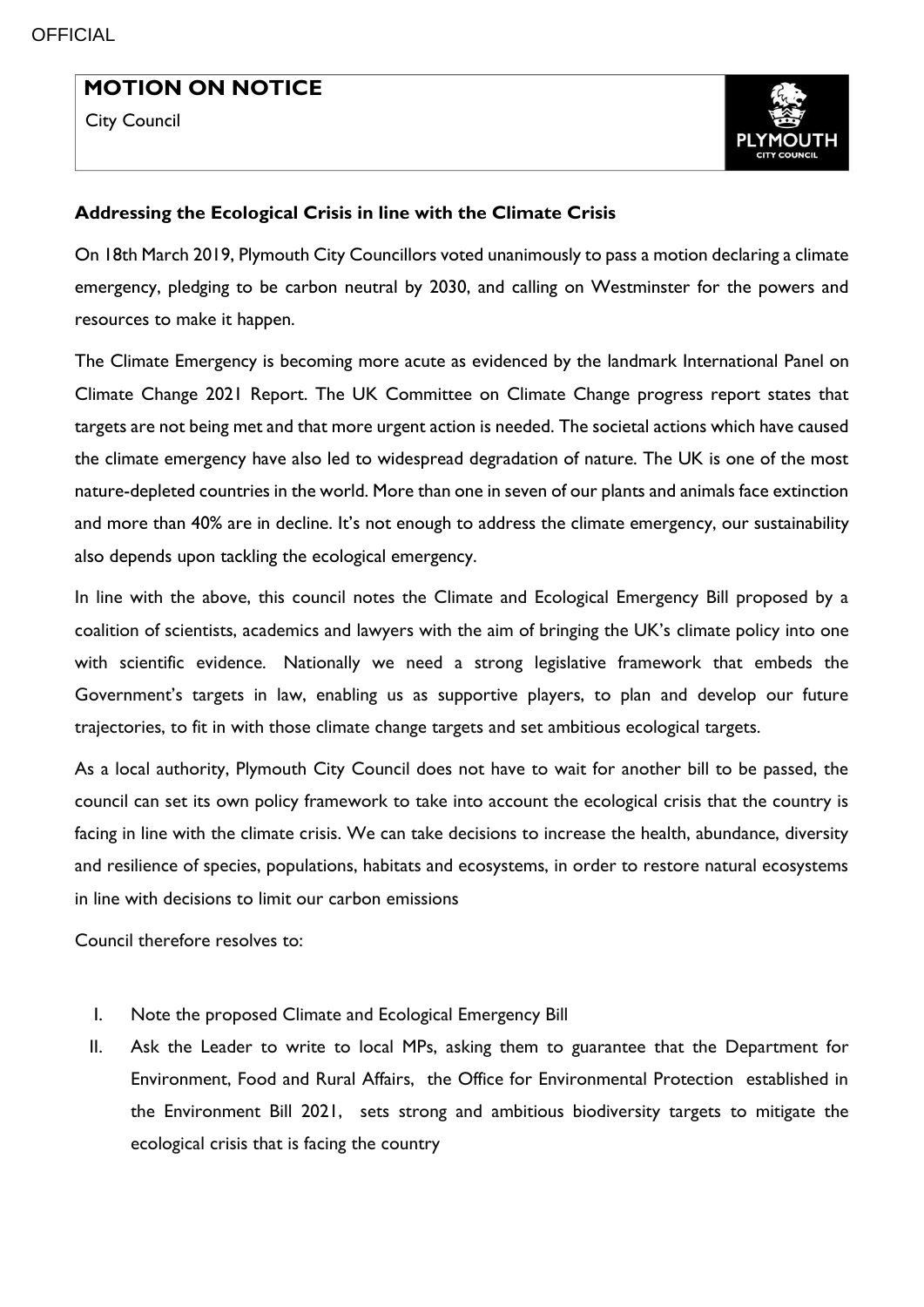OFFICIAL

# MOTION ON NOTICE

City Council

### Addressing the Ecological Crisis in line with the Climate Crisis

On 18th March 2019, Plymouth City Councillors voted unanimously to pass a motion declaring a climate emergency, pledging to be carbon neutral by 2030, and calling on Westminster for the powers and resources to make it happen.

The Climate Emergency is becoming more acute as evidenced by the landmark International Panel on Climate Change 2021 Report. The UK Committee on Climate Change progress report states that targets are not being met and that more urgent action is needed. The societal actions which have caused the climate emergency have also led to widespread degradation of nature. The UK is one of the most nature-depleted countries in the world. More than one in seven of our plants and animals face extinction and more than 40% are in decline. It's not enough to address the climate emergency, our sustainability also depends upon tackling the ecological emergency.

In line with the above, this council notes the Climate and Ecological Emergency Bill proposed by a coalition of scientists, academics and lawyers with the aim of bringing the UK's climate policy into one with scientific evidence. Nationally we need a strong legislative framework that embeds the Government's targets in law, enabling us as supportive players, to plan and develop our future trajectories, to fit in with those climate change targets and set ambitious ecological targets.

As a local authority, Plymouth City Council does not have to wait for another bill to be passed, the council can set its own policy framework to take into account the ecological crisis that the country is facing in line with the climate crisis. We can take decisions to increase the health, abundance, diversity and resilience of species, populations, habitats and ecosystems, in order to restore natural ecosystems in line with decisions to limit our carbon emissions

Council therefore resolves to:

I. Note the proposed Climate and Ecological Emergency Bill
II. Ask the Leader to write to local MPs, asking them to guarantee that the Department for Environment, Food and Rural Affairs, the Office for Environmental Protection established in the Environment Bill 2021, sets strong and ambitious biodiversity targets to mitigate the ecological crisis that is facing the country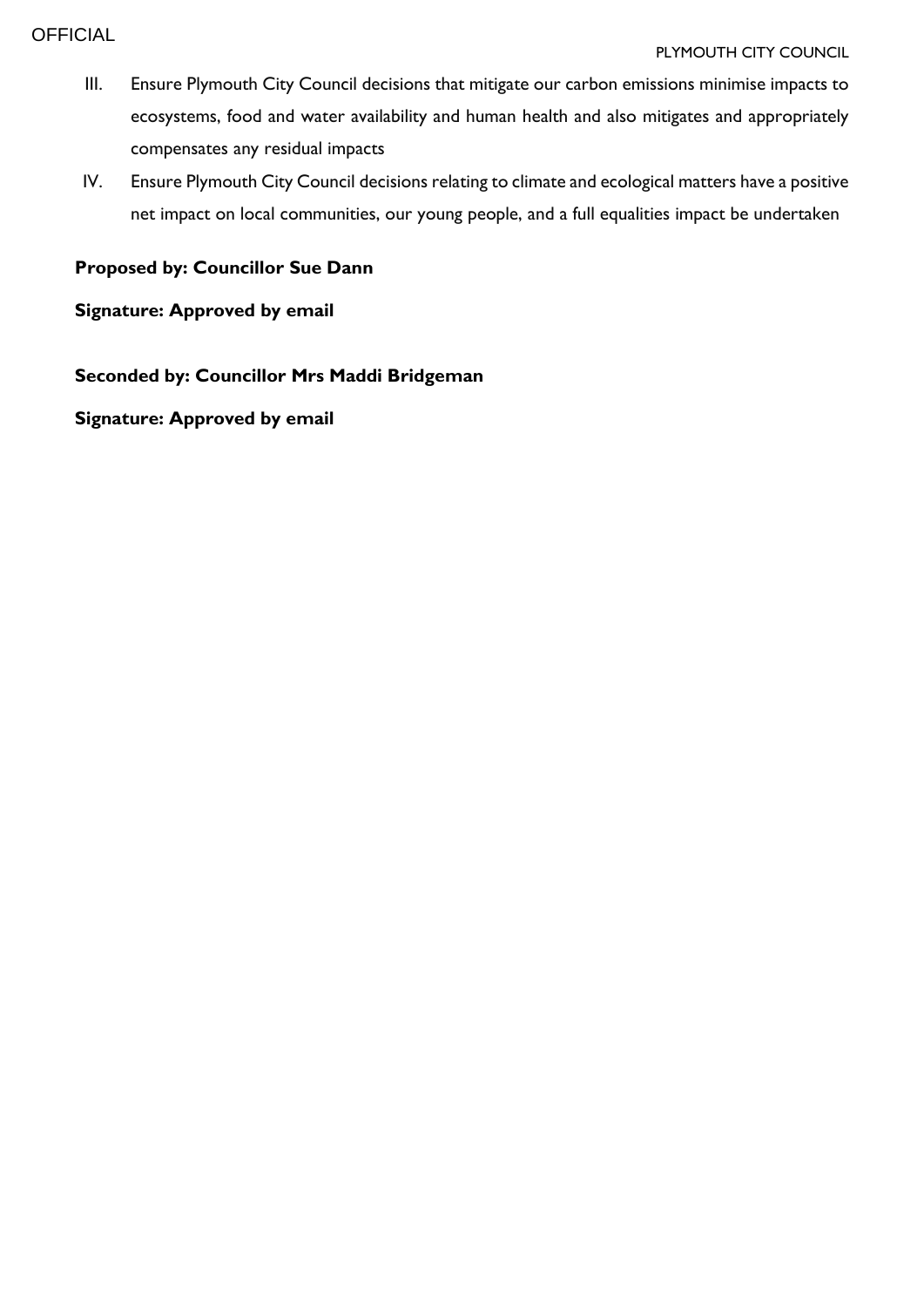III. Ensure Plymouth City Council decisions that mitigate our carbon emissions minimise impacts to ecosystems, food and water availability and human health and also mitigates and appropriately compensates any residual impacts

IV. Ensure Plymouth City Council decisions relating to climate and ecological matters have a positive net impact on local communities, our young people, and a full equalities impact be undertaken

**Proposed by: Councillor Sue Dann**

**Signature: Approved by email**

**Seconded by: Councillor Mrs Maddi Bridgeman**

**Signature: Approved by email**